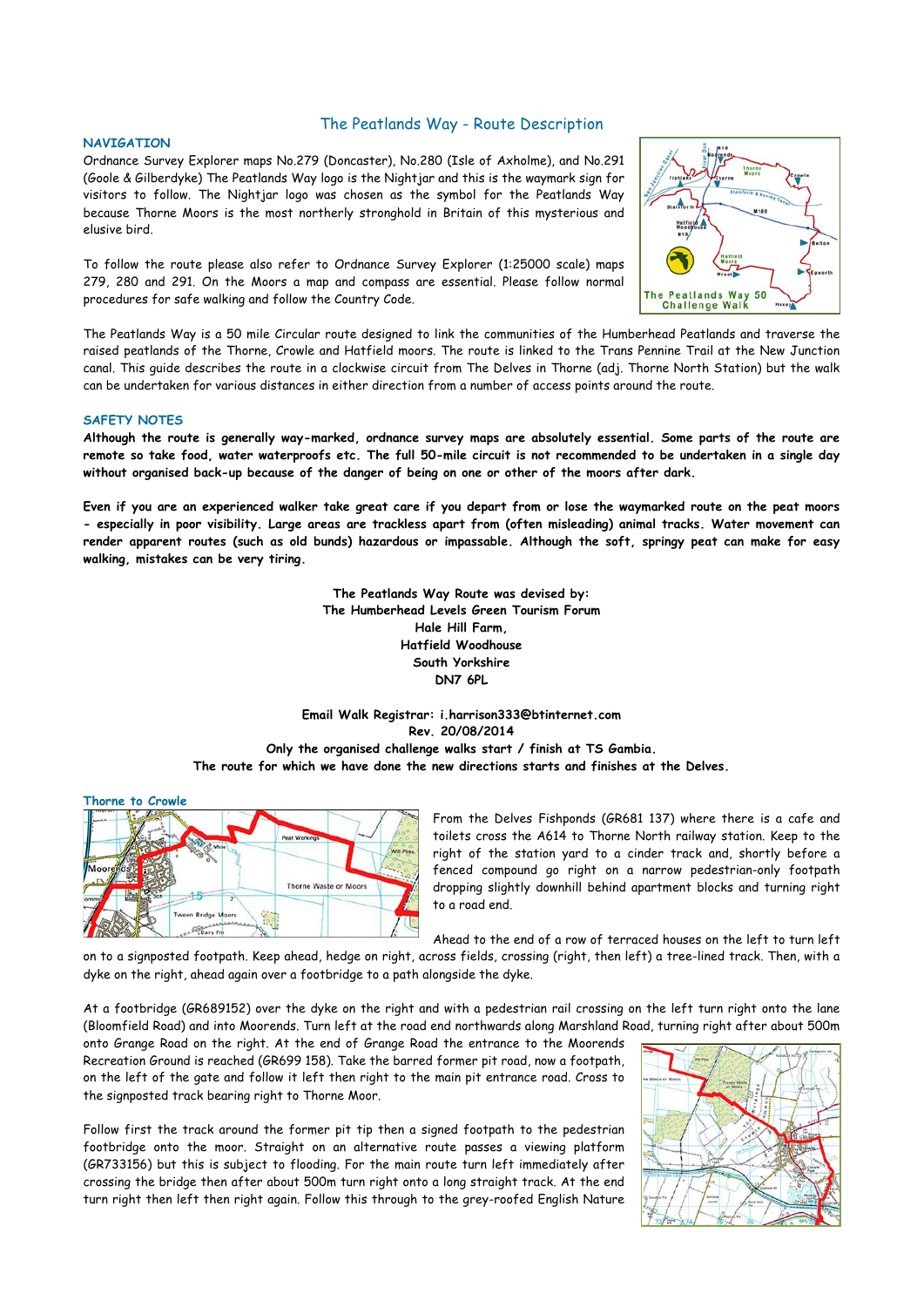# The Peatlands Way - Route Description

## NAVIGATION

Ordnance Survey Explorer maps No.279 (Doncaster), No.280 (Isle of Axholme), and No.291 (Goole & Gilberdyke) The Peatlands Way logo is the Nightjar and this is the waymark sign for visitors to follow. The Nightjar logo was chosen as the symbol for the Peatlands Way because Thorne Moors is the most northerly stronghold in Britain of this mysterious and elusive bird.

To follow the route please also refer to Ordnance Survey Explorer (1:25000 scale) maps 279, 280 and 291. On the Moors a map and compass are essential. Please follow normal procedures for safe walking and follow the Country Code.

The Peatlands Way is a 50 mile Circular route designed to link the communities of the Humberhead Peatlands and traverse the raised peatlands of the Thorne, Crowle and Hatfield moors. The route is linked to the Trans Pennine Trail at the New Junction canal. This guide describes the route in a clockwise circuit from The Delves in Thorne (adj. Thorne North Station) but the walk can be undertaken for various distances in either direction from a number of access points around the route.

## SAFETY NOTES

**Although the route is generally way-marked, ordnance survey maps are absolutely essential. Some parts of the route are remote so take food, water waterproofs etc. The full 50-mile circuit is not recommended to be undertaken in a single day without organised back-up because of the danger of being on one or other of the moors after dark.**

**Even if you are an experienced walker take great care if you depart from or lose the waymarked route on the peat moors - especially in poor visibility. Large areas are trackless apart from (often misleading) animal tracks. Water movement can render apparent routes (such as old bunds) hazardous or impassable. Although the soft, springy peat can make for easy walking, mistakes can be very tiring.**

**The Peatlands Way Route was devised by:**
**The Humberhead Levels Green Tourism Forum**
**Hale Hill Farm,**
**Hatfield Woodhouse**
**South Yorkshire**
**DN7 6PL**

**Email Walk Registrar: i.harrison333@btinternet.com**
**Rev. 20/08/2014**
**Only the organised challenge walks start / finish at TS Gambia.**
**The route for which we have done the new directions starts and finishes at the Delves.**

## Thorne to Crowle

From the Delves Fishponds (GR681 137) where there is a cafe and toilets cross the A614 to Thorne North railway station. Keep to the right of the station yard to a cinder track and, shortly before a fenced compound go right on a narrow pedestrian-only footpath dropping slightly downhill behind apartment blocks and turning right to a road end.

Ahead to the end of a row of terraced houses on the left to turn left on to a signposted footpath. Keep ahead, hedge on right, across fields, crossing (right, then left) a tree-lined track. Then, with a dyke on the right, ahead again over a footbridge to a path alongside the dyke.

At a footbridge (GR689152) over the dyke on the right and with a pedestrian rail crossing on the left turn right onto the lane (Bloomfield Road) and into Moorends. Turn left at the road end northwards along Marshland Road, turning right after about 500m onto Grange Road on the right. At the end of Grange Road the entrance to the Moorends Recreation Ground is reached (GR699 158). Take the barred former pit road, now a footpath, on the left of the gate and follow it left then right to the main pit entrance road. Cross to the signposted track bearing right to Thorne Moor.

Follow first the track around the former pit tip then a signed footpath to the pedestrian footbridge onto the moor. Straight on an alternative route passes a viewing platform (GR733156) but this is subject to flooding. For the main route turn left immediately after crossing the bridge then after about 500m turn right onto a long straight track. At the end turn right then left then right again. Follow this through to the grey-roofed English Nature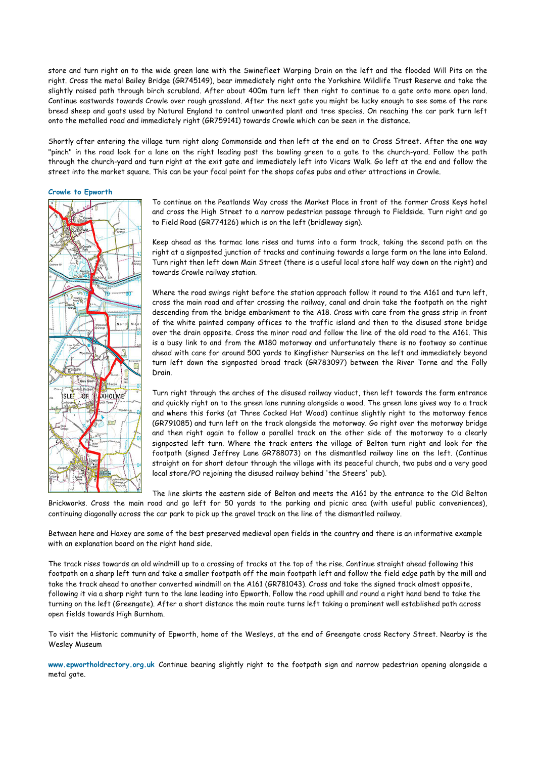store and turn right on to the wide green lane with the Swinefleet Warping Drain on the left and the flooded Will Pits on the right. Cross the metal Bailey Bridge (GR745149), bear immediately right onto the Yorkshire Wildlife Trust Reserve and take the slightly raised path through birch scrubland. After about 400m turn left then right to continue to a gate onto more open land. Continue eastwards towards Crowle over rough grassland. After the next gate you might be lucky enough to see some of the rare breed sheep and goats used by Natural England to control unwanted plant and tree species. On reaching the car park turn left onto the metalled road and immediately right (GR759141) towards Crowle which can be seen in the distance.

Shortly after entering the village turn right along Commonside and then left at the end on to Cross Street. After the one way "pinch" in the road look for a lane on the right leading past the bowling green to a gate to the church-yard. Follow the path through the church-yard and turn right at the exit gate and immediately left into Vicars Walk. Go left at the end and follow the street into the market square. This can be your focal point for the shops cafes pubs and other attractions in Crowle.

### Crowle to Epworth

To continue on the Peatlands Way cross the Market Place in front of the former Cross Keys hotel and cross the High Street to a narrow pedestrian passage through to Fieldside. Turn right and go to Field Road (GR774126) which is on the left (bridleway sign).

Keep ahead as the tarmac lane rises and turns into a farm track, taking the second path on the right at a signposted junction of tracks and continuing towards a large farm on the lane into Ealand. Turn right then left down Main Street (there is a useful local store half way down on the right) and towards Crowle railway station.

Where the road swings right before the station approach follow it round to the A161 and turn left, cross the main road and after crossing the railway, canal and drain take the footpath on the right descending from the bridge embankment to the A18. Cross with care from the grass strip in front of the white painted company offices to the traffic island and then to the disused stone bridge over the drain opposite. Cross the minor road and follow the line of the old road to the A161. This is a busy link to and from the M180 motorway and unfortunately there is no footway so continue ahead with care for around 500 yards to Kingfisher Nurseries on the left and immediately beyond turn left down the signposted broad track (GR783097) between the River Torne and the Folly Drain.

Turn right through the arches of the disused railway viaduct, then left towards the farm entrance and quickly right on to the green lane running alongside a wood. The green lane gives way to a track and where this forks (at Three Cocked Hat Wood) continue slightly right to the motorway fence (GR791085) and turn left on the track alongside the motorway. Go right over the motorway bridge and then right again to follow a parallel track on the other side of the motorway to a clearly signposted left turn. Where the track enters the village of Belton turn right and look for the footpath (signed Jeffrey Lane GR788073) on the dismantled railway line on the left. (Continue straight on for short detour through the village with its peaceful church, two pubs and a very good local store/PO rejoining the disused railway behind 'the Steers' pub).

The line skirts the eastern side of Belton and meets the A161 by the entrance to the Old Belton Brickworks. Cross the main road and go left for 50 yards to the parking and picnic area (with useful public conveniences), continuing diagonally across the car park to pick up the gravel track on the line of the dismantled railway.

Between here and Haxey are some of the best preserved medieval open fields in the country and there is an informative example with an explanation board on the right hand side.

The track rises towards an old windmill up to a crossing of tracks at the top of the rise. Continue straight ahead following this footpath on a sharp left turn and take a smaller footpath off the main footpath left and follow the field edge path by the mill and take the track ahead to another converted windmill on the A161 (GR781043). Cross and take the signed track almost opposite, following it via a sharp right turn to the lane leading into Epworth. Follow the road uphill and round a right hand bend to take the turning on the left (Greengate). After a short distance the main route turns left taking a prominent well established path across open fields towards High Burnham.

To visit the Historic community of Epworth, home of the Wesleys, at the end of Greengate cross Rectory Street. Nearby is the Wesley Museum

**www.epwortholdrectory.org.uk** Continue bearing slightly right to the footpath sign and narrow pedestrian opening alongside a metal gate.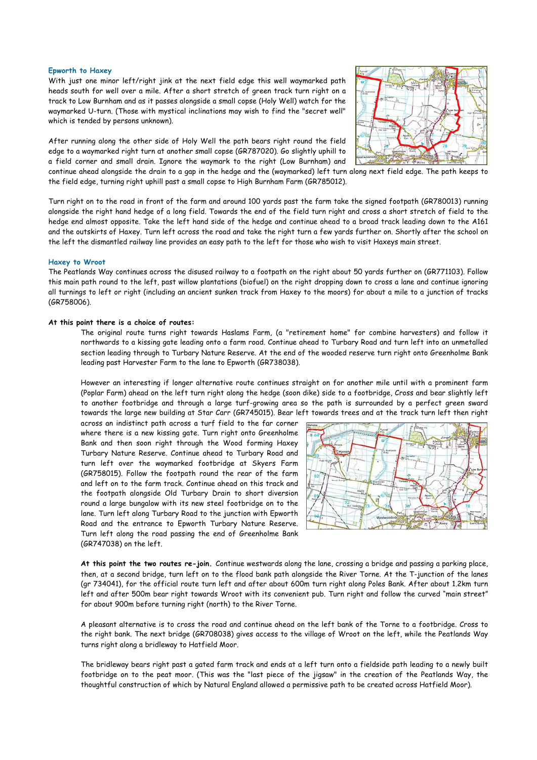### Epworth to Haxey

With just one minor left/right jink at the next field edge this well waymarked path heads south for well over a mile. After a short stretch of green track turn right on a track to Low Burnham and as it passes alongside a small copse (Holy Well) watch for the waymarked U-turn. (Those with mystical inclinations may wish to find the "secret well" which is tended by persons unknown).

After running along the other side of Holy Well the path bears right round the field edge to a waymarked right turn at another small copse (GR787020). Go slightly uphill to a field corner and small drain. Ignore the waymark to the right (Low Burnham) and continue ahead alongside the drain to a gap in the hedge and the (waymarked) left turn along next field edge. The path keeps to the field edge, turning right uphill past a small copse to High Burnham Farm (GR785012).

Turn right on to the road in front of the farm and around 100 yards past the farm take the signed footpath (GR780013) running alongside the right hand hedge of a long field. Towards the end of the field turn right and cross a short stretch of field to the hedge end almost opposite. Take the left hand side of the hedge and continue ahead to a broad track leading down to the A161 and the outskirts of Haxey. Turn left across the road and take the right turn a few yards further on. Shortly after the school on the left the dismantled railway line provides an easy path to the left for those who wish to visit Haxeys main street.

### Haxey to Wroot

The Peatlands Way continues across the disused railway to a footpath on the right about 50 yards further on (GR771103). Follow this main path round to the left, past willow plantations (biofuel) on the right dropping down to cross a lane and continue ignoring all turnings to left or right (including an ancient sunken track from Haxey to the moors) for about a mile to a junction of tracks (GR758006).

**At this point there is a choice of routes:**

The original route turns right towards Haslams Farm, (a "retirement home" for combine harvesters) and follow it northwards to a kissing gate leading onto a farm road. Continue ahead to Turbary Road and turn left into an unmetalled section leading through to Turbary Nature Reserve. At the end of the wooded reserve turn right onto Greenholme Bank leading past Harvester Farm to the lane to Epworth (GR738038).

However an interesting if longer alternative route continues straight on for another mile until with a prominent farm (Poplar Farm) ahead on the left turn right along the hedge (soon dike) side to a footbridge, Cross and bear slightly left to another footbridge and through a large turf-growing area so the path is surrounded by a perfect green sward towards the large new building at Star Carr (GR745015). Bear left towards trees and at the track turn left then right across an indistinct path across a turf field to the far corner where there is a new kissing gate. Turn right onto Greenholme Bank and then soon right through the Wood forming Haxey Turbary Nature Reserve. Continue ahead to Turbary Road and turn left over the waymarked footbridge at Skyers Farm (GR758015). Follow the footpath round the rear of the farm and left on to the farm track. Continue ahead on this track and the footpath alongside Old Turbary Drain to short diversion round a large bungalow with its new steel footbridge on to the lane. Turn left along Turbary Road to the junction with Epworth Road and the entrance to Epworth Turbary Nature Reserve. Turn left along the road passing the end of Greenholme Bank (GR747038) on the left.

**At this point the two routes re-join.** Continue westwards along the lane, crossing a bridge and passing a parking place, then, at a second bridge, turn left on to the flood bank path alongside the River Torne. At the T-junction of the lanes (gr 734041), for the official route turn left and after about 600m turn right along Poles Bank. After about 1.2km turn left and after 500m bear right towards Wroot with its convenient pub. Turn right and follow the curved "main street" for about 900m before turning right (north) to the River Torne.

A pleasant alternative is to cross the road and continue ahead on the left bank of the Torne to a footbridge. Cross to the right bank. The next bridge (GR708038) gives access to the village of Wroot on the left, while the Peatlands Way turns right along a bridleway to Hatfield Moor.

The bridleway bears right past a gated farm track and ends at a left turn onto a fieldside path leading to a newly built footbridge on to the peat moor. (This was the "last piece of the jigsaw" in the creation of the Peatlands Way, the thoughtful construction of which by Natural England allowed a permissive path to be created across Hatfield Moor).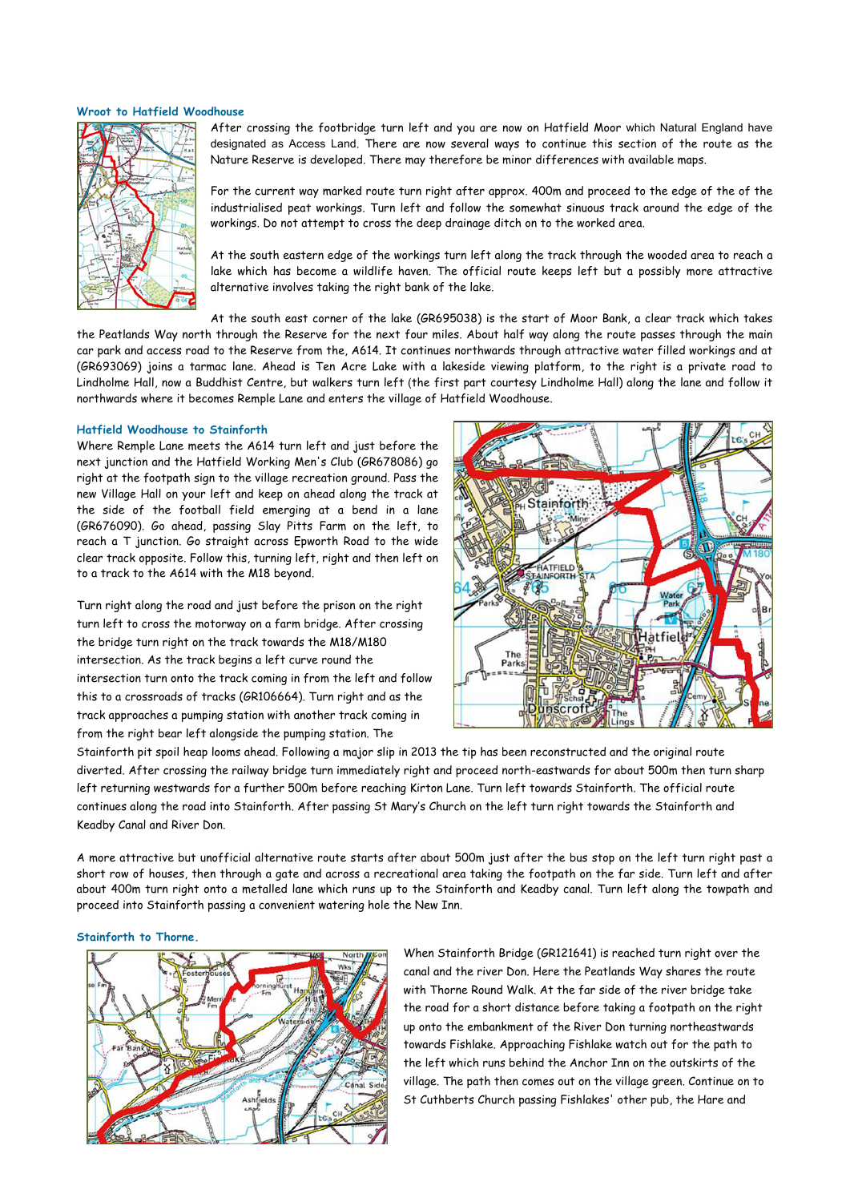### Wroot to Hatfield Woodhouse

After crossing the footbridge turn left and you are now on Hatfield Moor which Natural England have designated as Access Land. There are now several ways to continue this section of the route as the Nature Reserve is developed. There may therefore be minor differences with available maps.

For the current way marked route turn right after approx. 400m and proceed to the edge of the of the industrialised peat workings. Turn left and follow the somewhat sinuous track around the edge of the workings. Do not attempt to cross the deep drainage ditch on to the worked area.

At the south eastern edge of the workings turn left along the track through the wooded area to reach a lake which has become a wildlife haven. The official route keeps left but a possibly more attractive alternative involves taking the right bank of the lake.

At the south east corner of the lake (GR695038) is the start of Moor Bank, a clear track which takes the Peatlands Way north through the Reserve for the next four miles. About half way along the route passes through the main car park and access road to the Reserve from the, A614. It continues northwards through attractive water filled workings and at (GR693069) joins a tarmac lane. Ahead is Ten Acre Lake with a lakeside viewing platform, to the right is a private road to Lindholme Hall, now a Buddhist Centre, but walkers turn left (the first part courtesy Lindholme Hall) along the lane and follow it northwards where it becomes Remple Lane and enters the village of Hatfield Woodhouse.

### Hatfield Woodhouse to Stainforth

Where Remple Lane meets the A614 turn left and just before the next junction and the Hatfield Working Men's Club (GR678086) go right at the footpath sign to the village recreation ground. Pass the new Village Hall on your left and keep on ahead along the track at the side of the football field emerging at a bend in a lane (GR676090). Go ahead, passing Slay Pitts Farm on the left, to reach a T junction. Go straight across Epworth Road to the wide clear track opposite. Follow this, turning left, right and then left on to a track to the A614 with the M18 beyond.

Turn right along the road and just before the prison on the right turn left to cross the motorway on a farm bridge. After crossing the bridge turn right on the track towards the M18/M180 intersection. As the track begins a left curve round the intersection turn onto the track coming in from the left and follow this to a crossroads of tracks (GR106664). Turn right and as the track approaches a pumping station with another track coming in from the right bear left alongside the pumping station. The Stainforth pit spoil heap looms ahead. Following a major slip in 2013 the tip has been reconstructed and the original route diverted. After crossing the railway bridge turn immediately right and proceed north-eastwards for about 500m then turn sharp left returning westwards for a further 500m before reaching Kirton Lane. Turn left towards Stainforth. The official route continues along the road into Stainforth. After passing St Mary's Church on the left turn right towards the Stainforth and Keadby Canal and River Don.

A more attractive but unofficial alternative route starts after about 500m just after the bus stop on the left turn right past a short row of houses, then through a gate and across a recreational area taking the footpath on the far side. Turn left and after about 400m turn right onto a metalled lane which runs up to the Stainforth and Keadby canal. Turn left along the towpath and proceed into Stainforth passing a convenient watering hole the New Inn.

### Stainforth to Thorne.

When Stainforth Bridge (GR121641) is reached turn right over the canal and the river Don. Here the Peatlands Way shares the route with Thorne Round Walk. At the far side of the river bridge take the road for a short distance before taking a footpath on the right up onto the embankment of the River Don turning northeastwards towards Fishlake. Approaching Fishlake watch out for the path to the left which runs behind the Anchor Inn on the outskirts of the village. The path then comes out on the village green. Continue on to St Cuthberts Church passing Fishlakes' other pub, the Hare and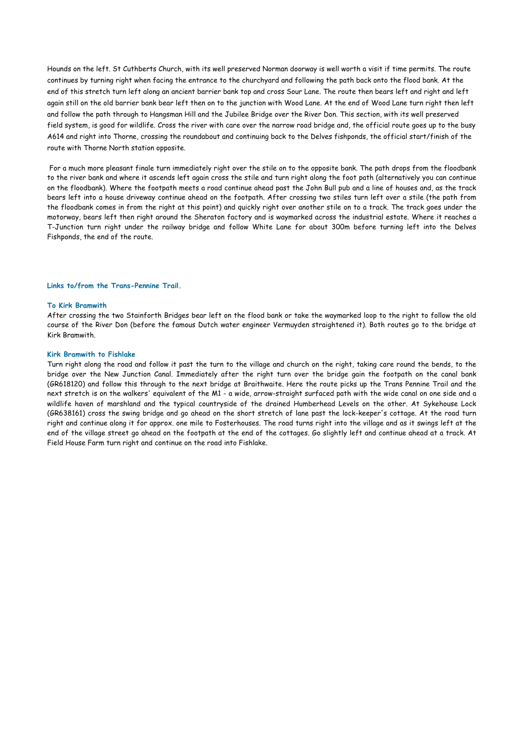Hounds on the left. St Cuthberts Church, with its well preserved Norman doorway is well worth a visit if time permits. The route continues by turning right when facing the entrance to the churchyard and following the path back onto the flood bank. At the end of this stretch turn left along an ancient barrier bank top and cross Sour Lane. The route then bears left and right and left again still on the old barrier bank bear left then on to the junction with Wood Lane. At the end of Wood Lane turn right then left and follow the path through to Hangsman Hill and the Jubilee Bridge over the River Don. This section, with its well preserved field system, is good for wildlife. Cross the river with care over the narrow road bridge and, the official route goes up to the busy A614 and right into Thorne, crossing the roundabout and continuing back to the Delves fishponds, the official start/finish of the route with Thorne North station opposite.

For a much more pleasant finale turn immediately right over the stile on to the opposite bank. The path drops from the floodbank to the river bank and where it ascends left again cross the stile and turn right along the foot path (alternatively you can continue on the floodbank). Where the footpath meets a road continue ahead past the John Bull pub and a line of houses and, as the track bears left into a house driveway continue ahead on the footpath. After crossing two stiles turn left over a stile (the path from the floodbank comes in from the right at this point) and quickly right over another stile on to a track. The track goes under the motorway, bears left then right around the Sheraton factory and is waymarked across the industrial estate. Where it reaches a T-Junction turn right under the railway bridge and follow White Lane for about 300m before turning left into the Delves Fishponds, the end of the route.

### Links to/from the Trans-Pennine Trail.

#### To Kirk Bramwith

After crossing the two Stainforth Bridges bear left on the flood bank or take the waymarked loop to the right to follow the old course of the River Don (before the famous Dutch water engineer Vermuyden straightened it). Both routes go to the bridge at Kirk Bramwith.

#### Kirk Bramwith to Fishlake

Turn right along the road and follow it past the turn to the village and church on the right, taking care round the bends, to the bridge over the New Junction Canal. Immediately after the right turn over the bridge gain the footpath on the canal bank (GR618120) and follow this through to the next bridge at Braithwaite. Here the route picks up the Trans Pennine Trail and the next stretch is on the walkers' equivalent of the M1 - a wide, arrow-straight surfaced path with the wide canal on one side and a wildlife haven of marshland and the typical countryside of the drained Humberhead Levels on the other. At Sykehouse Lock (GR638161) cross the swing bridge and go ahead on the short stretch of lane past the lock-keeper's cottage. At the road turn right and continue along it for approx. one mile to Fosterhouses. The road turns right into the village and as it swings left at the end of the village street go ahead on the footpath at the end of the cottages. Go slightly left and continue ahead at a track. At Field House Farm turn right and continue on the road into Fishlake.